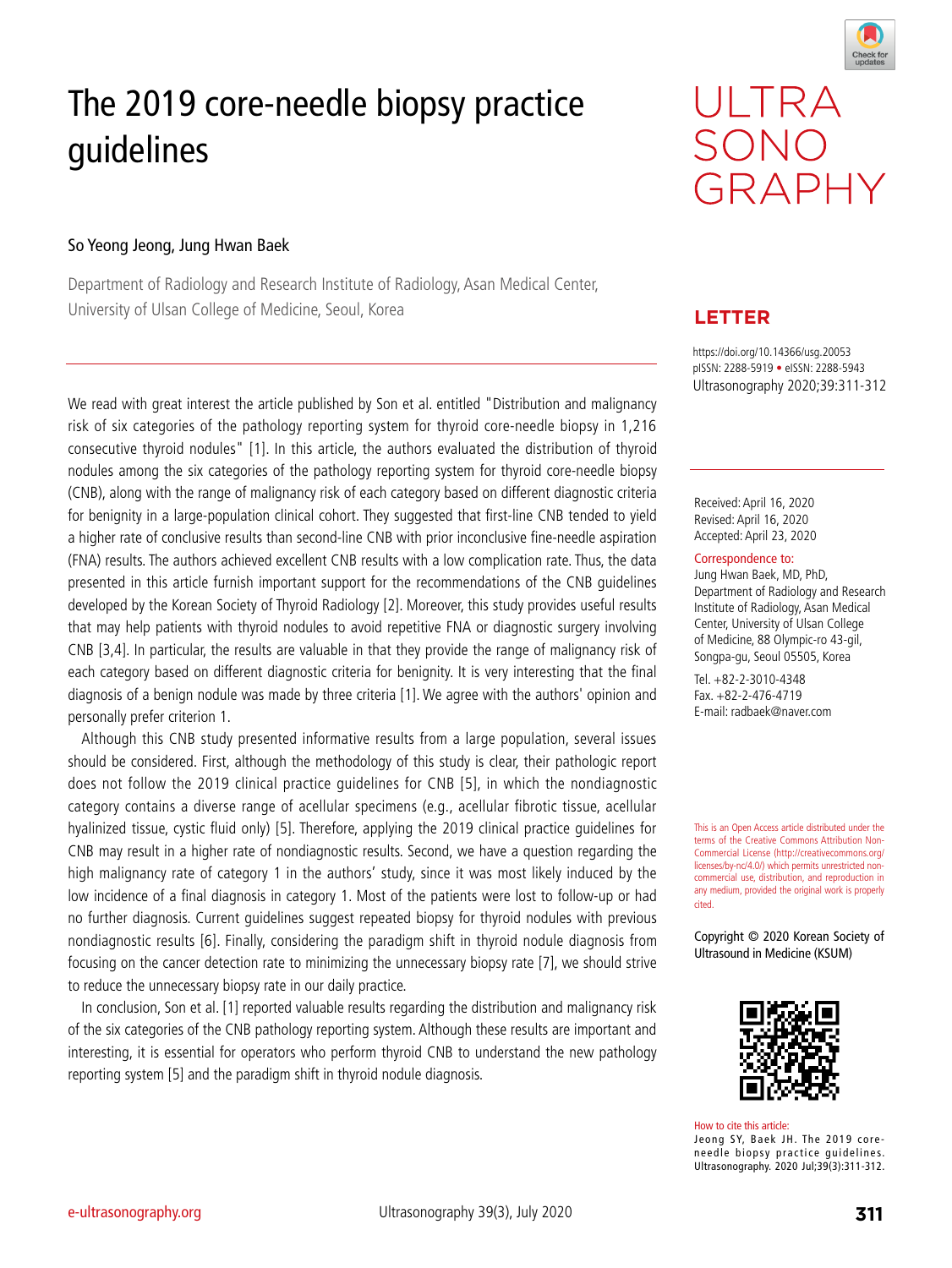# The 2019 core-needle biopsy practice guidelines

So Yeong Jeong, Jung Hwan Baek

Department of Radiology and Research Institute of Radiology, Asan Medical Center, University of Ulsan College of Medicine, Seoul, Korea

**LETTER**

https://doi.org/10.14366/usg.20053
pISSN: 2288-5919 • eISSN: 2288-5943
Ultrasonography 2020;39:311-312

Received: April 16, 2020
Revised: April 16, 2020
Accepted: April 23, 2020

Correspondence to:
Jung Hwan Baek, MD, PhD, Department of Radiology and Research Institute of Radiology, Asan Medical Center, University of Ulsan College of Medicine, 88 Olympic-ro 43-gil, Songpa-gu, Seoul 05505, Korea

Tel. +82-2-3010-4348
Fax. +82-2-476-4719
E-mail: radbaek@naver.com

This is an Open Access article distributed under the terms of the Creative Commons Attribution Non-Commercial License (http://creativecommons.org/licenses/by-nc/4.0/) which permits unrestricted non-commercial use, distribution, and reproduction in any medium, provided the original work is properly cited.

Copyright © 2020 Korean Society of Ultrasound in Medicine (KSUM)

How to cite this article:
Jeong SY, Baek JH. The 2019 core-needle biopsy practice guidelines. Ultrasonography. 2020 Jul;39(3):311-312.

We read with great interest the article published by Son et al. entitled "Distribution and malignancy risk of six categories of the pathology reporting system for thyroid core-needle biopsy in 1,216 consecutive thyroid nodules" [1]. In this article, the authors evaluated the distribution of thyroid nodules among the six categories of the pathology reporting system for thyroid core-needle biopsy (CNB), along with the range of malignancy risk of each category based on different diagnostic criteria for benignity in a large-population clinical cohort. They suggested that first-line CNB tended to yield a higher rate of conclusive results than second-line CNB with prior inconclusive fine-needle aspiration (FNA) results. The authors achieved excellent CNB results with a low complication rate. Thus, the data presented in this article furnish important support for the recommendations of the CNB guidelines developed by the Korean Society of Thyroid Radiology [2]. Moreover, this study provides useful results that may help patients with thyroid nodules to avoid repetitive FNA or diagnostic surgery involving CNB [3,4]. In particular, the results are valuable in that they provide the range of malignancy risk of each category based on different diagnostic criteria for benignity. It is very interesting that the final diagnosis of a benign nodule was made by three criteria [1]. We agree with the authors' opinion and personally prefer criterion 1.

Although this CNB study presented informative results from a large population, several issues should be considered. First, although the methodology of this study is clear, their pathologic report does not follow the 2019 clinical practice guidelines for CNB [5], in which the nondiagnostic category contains a diverse range of acellular specimens (e.g., acellular fibrotic tissue, acellular hyalinized tissue, cystic fluid only) [5]. Therefore, applying the 2019 clinical practice guidelines for CNB may result in a higher rate of nondiagnostic results. Second, we have a question regarding the high malignancy rate of category 1 in the authors' study, since it was most likely induced by the low incidence of a final diagnosis in category 1. Most of the patients were lost to follow-up or had no further diagnosis. Current guidelines suggest repeated biopsy for thyroid nodules with previous nondiagnostic results [6]. Finally, considering the paradigm shift in thyroid nodule diagnosis from focusing on the cancer detection rate to minimizing the unnecessary biopsy rate [7], we should strive to reduce the unnecessary biopsy rate in our daily practice.

In conclusion, Son et al. [1] reported valuable results regarding the distribution and malignancy risk of the six categories of the CNB pathology reporting system. Although these results are important and interesting, it is essential for operators who perform thyroid CNB to understand the new pathology reporting system [5] and the paradigm shift in thyroid nodule diagnosis.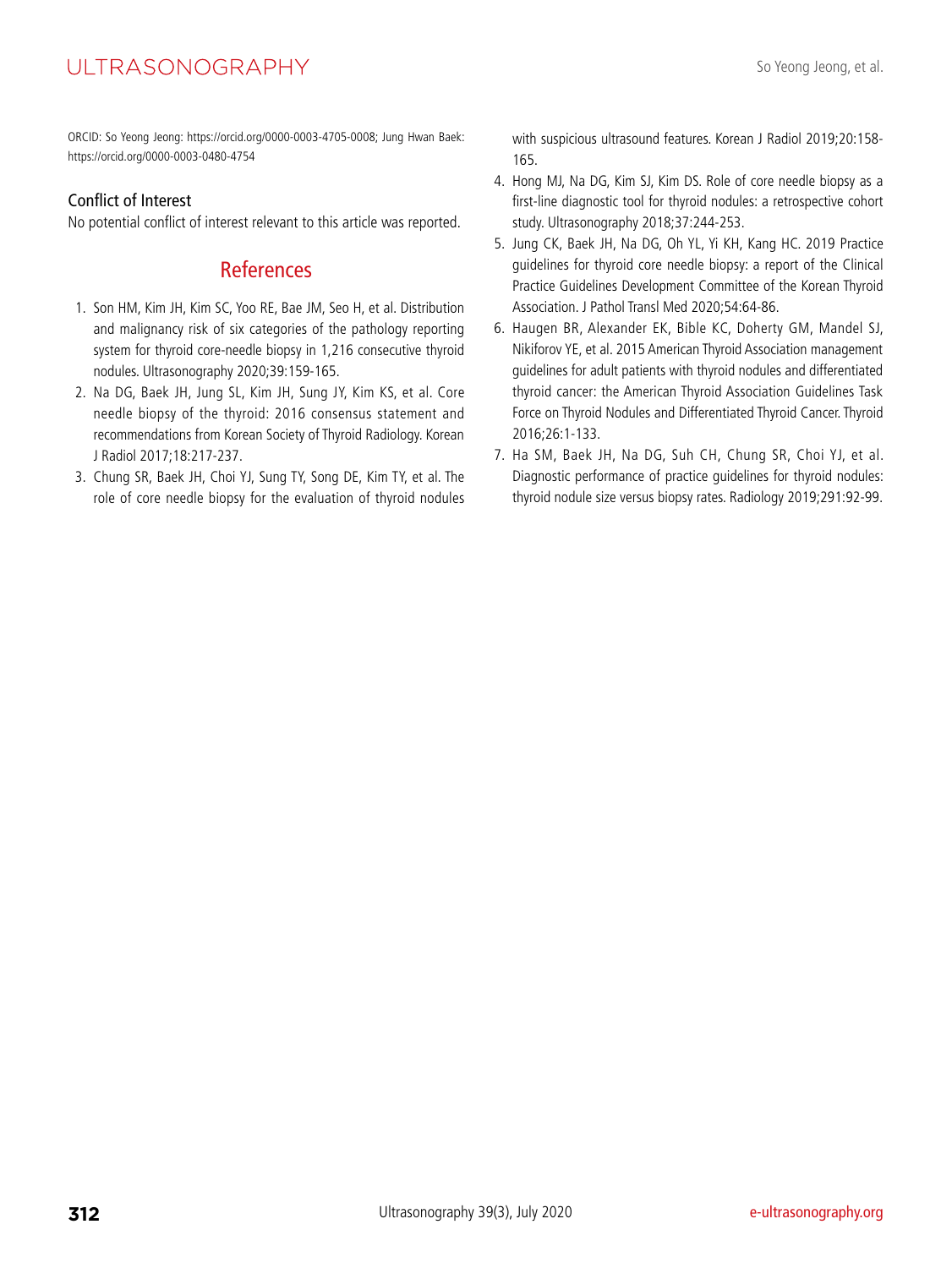ORCID: So Yeong Jeong: https://orcid.org/0000-0003-4705-0008; Jung Hwan Baek: https://orcid.org/0000-0003-0480-4754

### Conflict of Interest

No potential conflict of interest relevant to this article was reported.

## References

1. Son HM, Kim JH, Kim SC, Yoo RE, Bae JM, Seo H, et al. Distribution and malignancy risk of six categories of the pathology reporting system for thyroid core-needle biopsy in 1,216 consecutive thyroid nodules. Ultrasonography 2020;39:159-165.
2. Na DG, Baek JH, Jung SL, Kim JH, Sung JY, Kim KS, et al. Core needle biopsy of the thyroid: 2016 consensus statement and recommendations from Korean Society of Thyroid Radiology. Korean J Radiol 2017;18:217-237.
3. Chung SR, Baek JH, Choi YJ, Sung TY, Song DE, Kim TY, et al. The role of core needle biopsy for the evaluation of thyroid nodules with suspicious ultrasound features. Korean J Radiol 2019;20:158-165.
4. Hong MJ, Na DG, Kim SJ, Kim DS. Role of core needle biopsy as a first-line diagnostic tool for thyroid nodules: a retrospective cohort study. Ultrasonography 2018;37:244-253.
5. Jung CK, Baek JH, Na DG, Oh YL, Yi KH, Kang HC. 2019 Practice guidelines for thyroid core needle biopsy: a report of the Clinical Practice Guidelines Development Committee of the Korean Thyroid Association. J Pathol Transl Med 2020;54:64-86.
6. Haugen BR, Alexander EK, Bible KC, Doherty GM, Mandel SJ, Nikiforov YE, et al. 2015 American Thyroid Association management guidelines for adult patients with thyroid nodules and differentiated thyroid cancer: the American Thyroid Association Guidelines Task Force on Thyroid Nodules and Differentiated Thyroid Cancer. Thyroid 2016;26:1-133.
7. Ha SM, Baek JH, Na DG, Suh CH, Chung SR, Choi YJ, et al. Diagnostic performance of practice guidelines for thyroid nodules: thyroid nodule size versus biopsy rates. Radiology 2019;291:92-99.